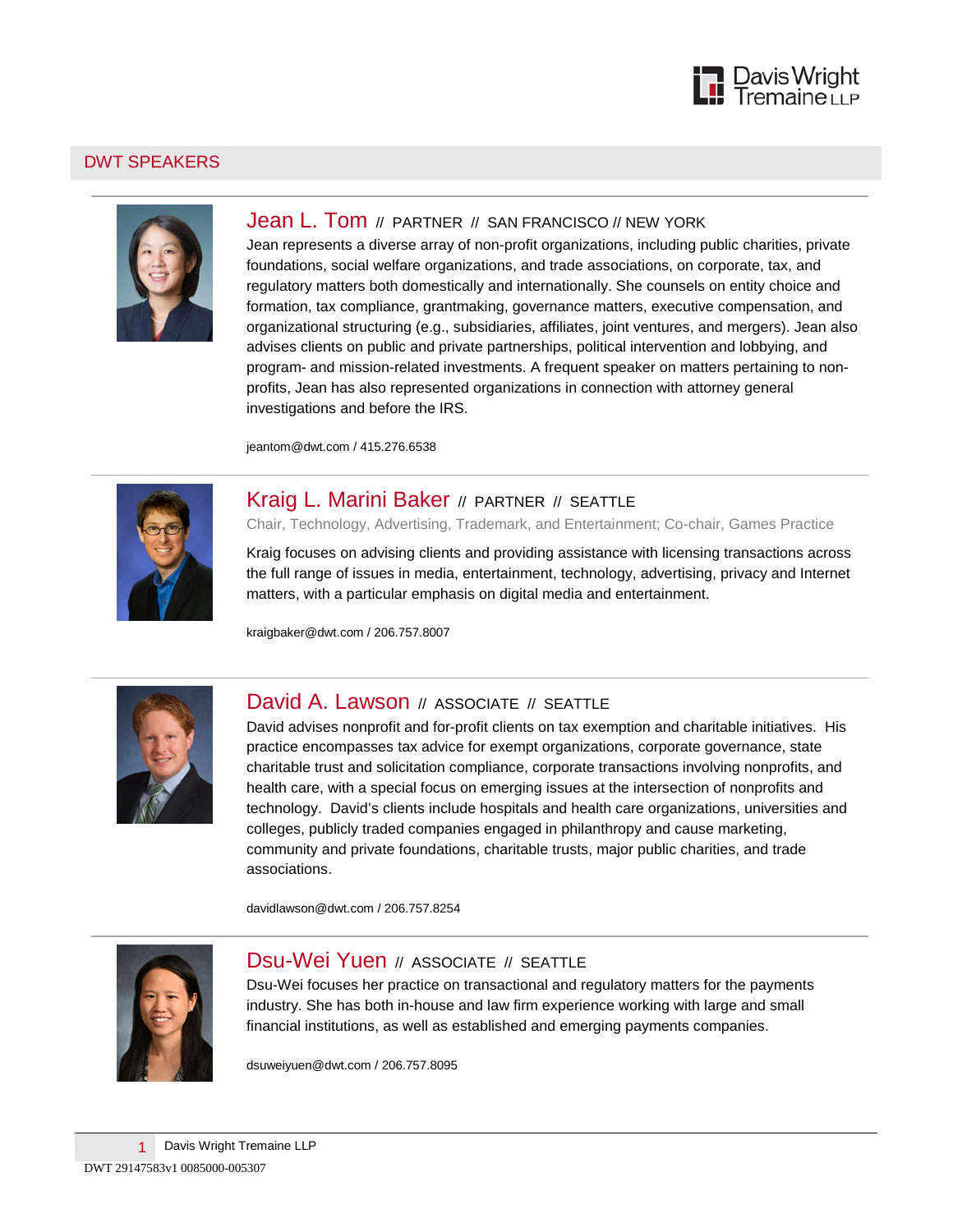## DWT SPEAKERS

### Jean L. Tom // PARTNER // SAN FRANCISCO // NEW YORK

Jean represents a diverse array of non-profit organizations, including public charities, private foundations, social welfare organizations, and trade associations, on corporate, tax, and regulatory matters both domestically and internationally. She counsels on entity choice and formation, tax compliance, grantmaking, governance matters, executive compensation, and organizational structuring (e.g., subsidiaries, affiliates, joint ventures, and mergers). Jean also advises clients on public and private partnerships, political intervention and lobbying, and program- and mission-related investments. A frequent speaker on matters pertaining to non-profits, Jean has also represented organizations in connection with attorney general investigations and before the IRS.

jeantom@dwt.com / 415.276.6538

### Kraig L. Marini Baker // PARTNER // SEATTLE

Chair, Technology, Advertising, Trademark, and Entertainment; Co-chair, Games Practice

Kraig focuses on advising clients and providing assistance with licensing transactions across the full range of issues in media, entertainment, technology, advertising, privacy and Internet matters, with a particular emphasis on digital media and entertainment.

kraigbaker@dwt.com / 206.757.8007

### David A. Lawson // ASSOCIATE // SEATTLE

David advises nonprofit and for-profit clients on tax exemption and charitable initiatives. His practice encompasses tax advice for exempt organizations, corporate governance, state charitable trust and solicitation compliance, corporate transactions involving nonprofits, and health care, with a special focus on emerging issues at the intersection of nonprofits and technology. David's clients include hospitals and health care organizations, universities and colleges, publicly traded companies engaged in philanthropy and cause marketing, community and private foundations, charitable trusts, major public charities, and trade associations.

davidlawson@dwt.com / 206.757.8254

### Dsu-Wei Yuen // ASSOCIATE // SEATTLE

Dsu-Wei focuses her practice on transactional and regulatory matters for the payments industry. She has both in-house and law firm experience working with large and small financial institutions, as well as established and emerging payments companies.

dsuweiyuen@dwt.com / 206.757.8095

DWT 29147583v1 0085000-005307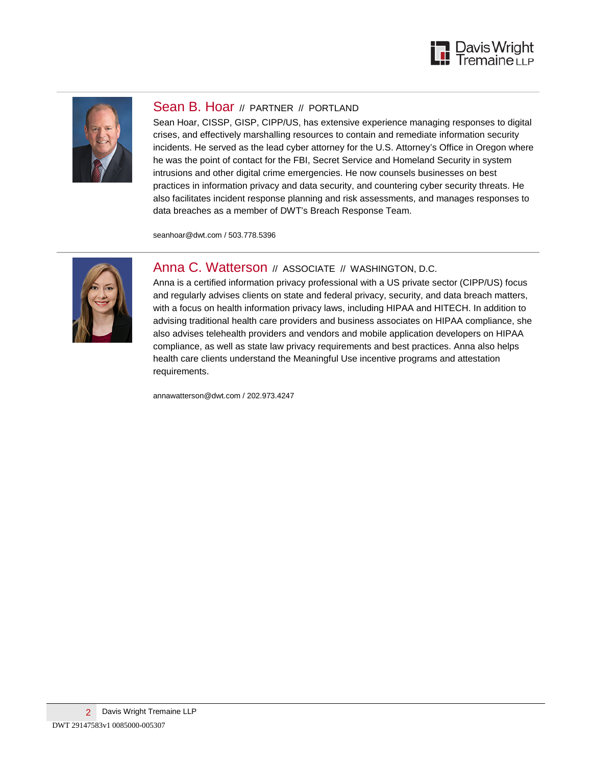## Sean B. Hoar // PARTNER // PORTLAND

Sean Hoar, CISSP, GISP, CIPP/US, has extensive experience managing responses to digital crises, and effectively marshalling resources to contain and remediate information security incidents. He served as the lead cyber attorney for the U.S. Attorney's Office in Oregon where he was the point of contact for the FBI, Secret Service and Homeland Security in system intrusions and other digital crime emergencies. He now counsels businesses on best practices in information privacy and data security, and countering cyber security threats. He also facilitates incident response planning and risk assessments, and manages responses to data breaches as a member of DWT's Breach Response Team.

seanhoar@dwt.com / 503.778.5396

## Anna C. Watterson // ASSOCIATE // WASHINGTON, D.C.

Anna is a certified information privacy professional with a US private sector (CIPP/US) focus and regularly advises clients on state and federal privacy, security, and data breach matters, with a focus on health information privacy laws, including HIPAA and HITECH. In addition to advising traditional health care providers and business associates on HIPAA compliance, she also advises telehealth providers and vendors and mobile application developers on HIPAA compliance, as well as state law privacy requirements and best practices. Anna also helps health care clients understand the Meaningful Use incentive programs and attestation requirements.

annawatterson@dwt.com / 202.973.4247

DWT 29147583v1 0085000-005307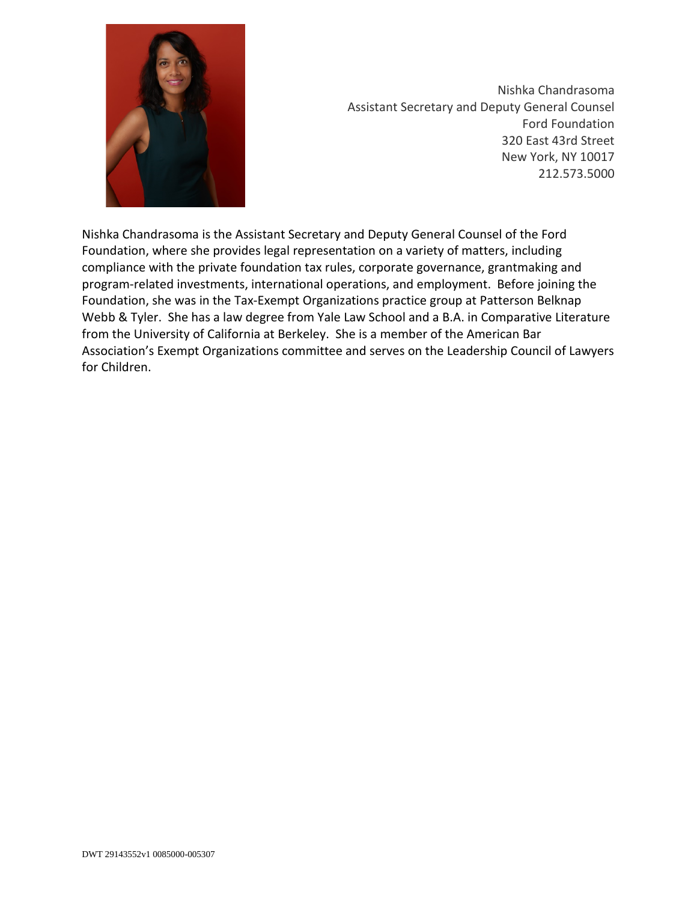Nishka Chandrasoma
Assistant Secretary and Deputy General Counsel
Ford Foundation
320 East 43rd Street
New York, NY 10017
212.573.5000

Nishka Chandrasoma is the Assistant Secretary and Deputy General Counsel of the Ford Foundation, where she provides legal representation on a variety of matters, including compliance with the private foundation tax rules, corporate governance, grantmaking and program-related investments, international operations, and employment. Before joining the Foundation, she was in the Tax-Exempt Organizations practice group at Patterson Belknap Webb & Tyler. She has a law degree from Yale Law School and a B.A. in Comparative Literature from the University of California at Berkeley. She is a member of the American Bar Association's Exempt Organizations committee and serves on the Leadership Council of Lawyers for Children.

DWT 29143552v1 0085000-005307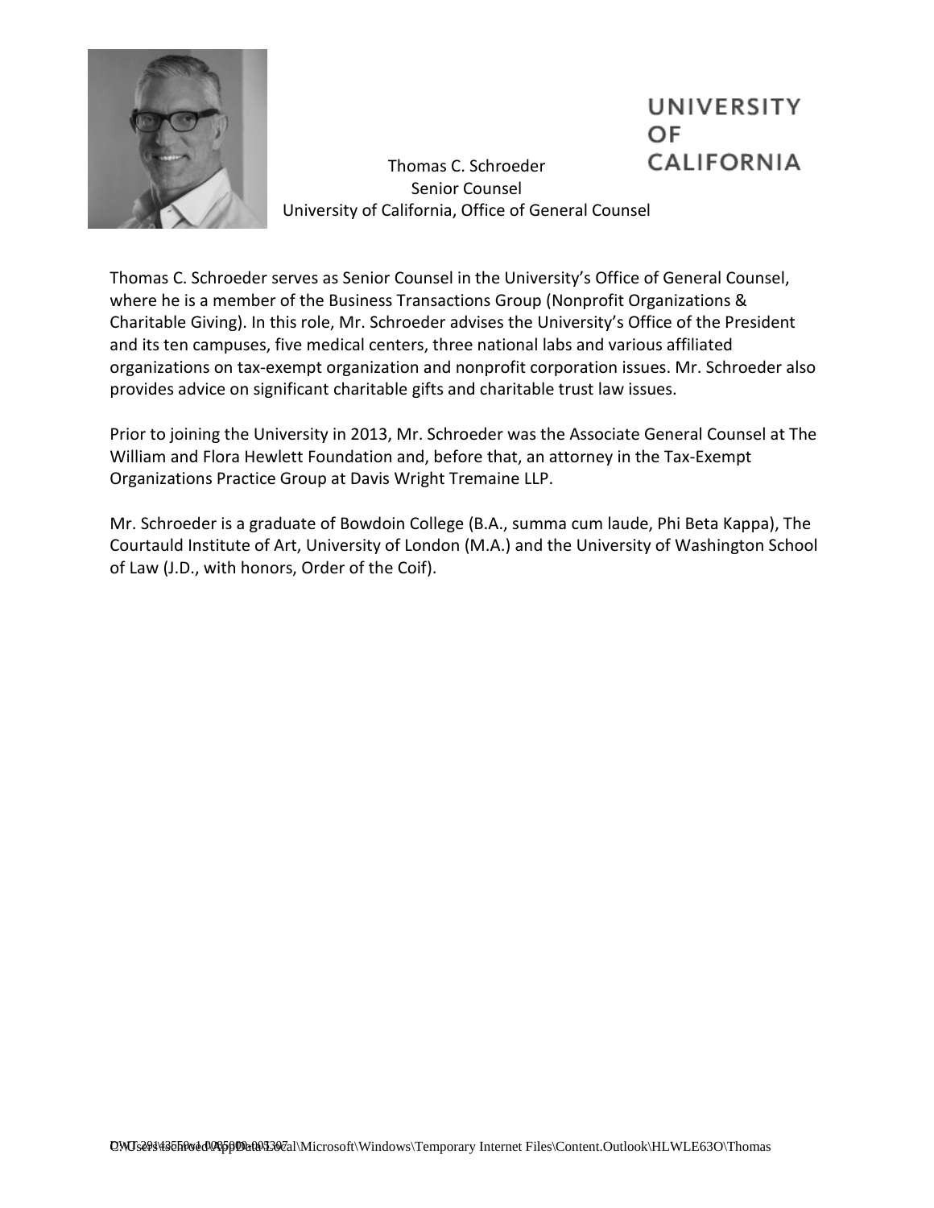UNIVERSITY OF CALIFORNIA

Thomas C. Schroeder
Senior Counsel
University of California, Office of General Counsel

Thomas C. Schroeder serves as Senior Counsel in the University's Office of General Counsel, where he is a member of the Business Transactions Group (Nonprofit Organizations & Charitable Giving). In this role, Mr. Schroeder advises the University's Office of the President and its ten campuses, five medical centers, three national labs and various affiliated organizations on tax-exempt organization and nonprofit corporation issues. Mr. Schroeder also provides advice on significant charitable gifts and charitable trust law issues.

Prior to joining the University in 2013, Mr. Schroeder was the Associate General Counsel at The William and Flora Hewlett Foundation and, before that, an attorney in the Tax-Exempt Organizations Practice Group at Davis Wright Tremaine LLP.

Mr. Schroeder is a graduate of Bowdoin College (B.A., summa cum laude, Phi Beta Kappa), The Courtauld Institute of Art, University of London (M.A.) and the University of Washington School of Law (J.D., with honors, Order of the Coif).